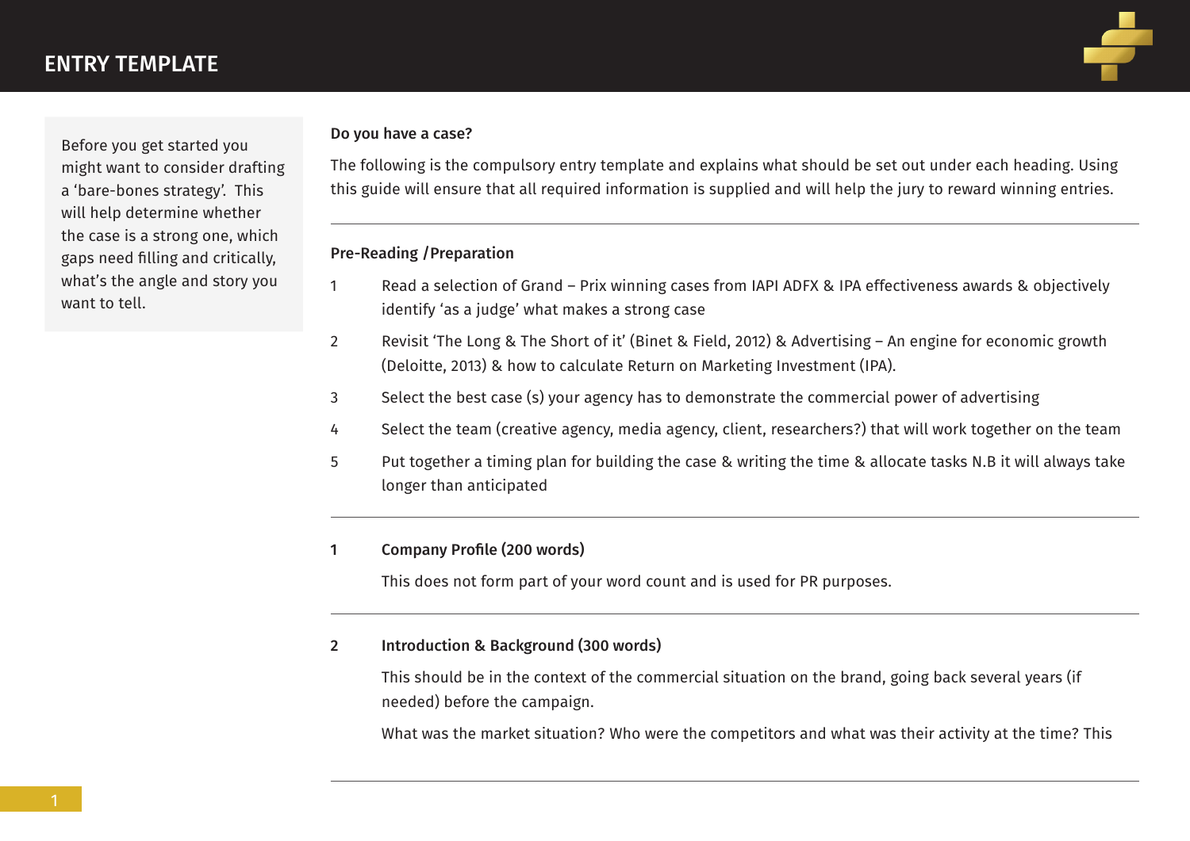# ENTRY TEMPLATE

Before you get started you might want to consider drafting a 'bare-bones strategy'. This will help determine whether the case is a strong one, which gaps need filling and critically, what's the angle and story you want to tell.

**Do you have a case?**

The following is the compulsory entry template and explains what should be set out under each heading. Using this guide will ensure that all required information is supplied and will help the jury to reward winning entries.

---

**Pre-Reading / Preparation**

1. Read a selection of Grand – Prix winning cases from IAPI ADFX & IPA effectiveness awards & objectively identify 'as a judge' what makes a strong case
2. Revisit 'The Long & The Short of it' (Binet & Field, 2012) & Advertising – An engine for economic growth (Deloitte, 2013) & how to calculate Return on Marketing Investment (IPA).
3. Select the best case (s) your agency has to demonstrate the commercial power of advertising
4. Select the team (creative agency, media agency, client, researchers?) that will work together on the team
5. Put together a timing plan for building the case & writing the time & allocate tasks N.B it will always take longer than anticipated

---

**1 Company Profile (200 words)**

This does not form part of your word count and is used for PR purposes.

---

**2 Introduction & Background (300 words)**

This should be in the context of the commercial situation on the brand, going back several years (if needed) before the campaign.

What was the market situation? Who were the competitors and what was their activity at the time? This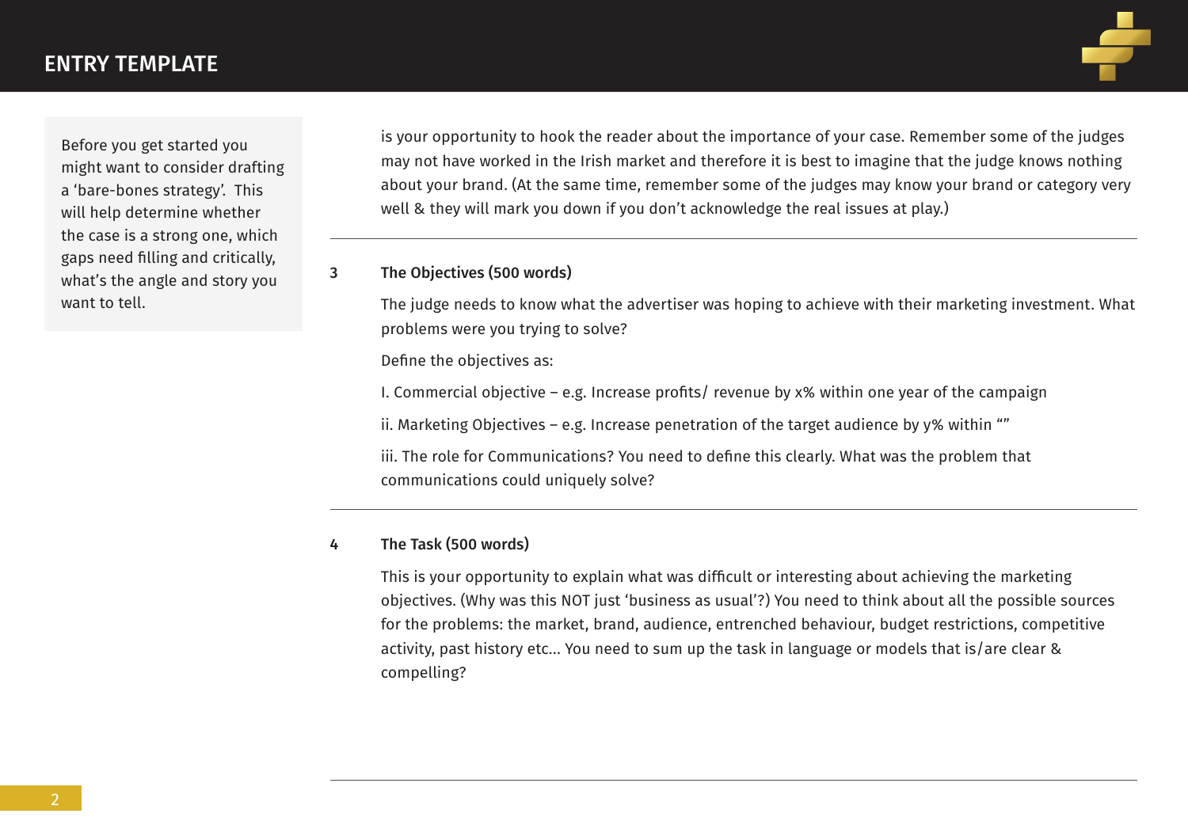Before you get started you might want to consider drafting a 'bare-bones strategy'. This will help determine whether the case is a strong one, which gaps need filling and critically, what's the angle and story you want to tell.

is your opportunity to hook the reader about the importance of your case. Remember some of the judges may not have worked in the Irish market and therefore it is best to imagine that the judge knows nothing about your brand. (At the same time, remember some of the judges may know your brand or category very well & they will mark you down if you don't acknowledge the real issues at play.)

---

### 3 The Objectives (500 words)

The judge needs to know what the advertiser was hoping to achieve with their marketing investment. What problems were you trying to solve?

Define the objectives as:

I. Commercial objective – e.g. Increase profits/ revenue by x% within one year of the campaign

ii. Marketing Objectives – e.g. Increase penetration of the target audience by y% within ""

iii. The role for Communications? You need to define this clearly. What was the problem that communications could uniquely solve?

---

### 4 The Task (500 words)

This is your opportunity to explain what was difficult or interesting about achieving the marketing objectives. (Why was this NOT just 'business as usual'?) You need to think about all the possible sources for the problems: the market, brand, audience, entrenched behaviour, budget restrictions, competitive activity, past history etc... You need to sum up the task in language or models that is/are clear & compelling?

---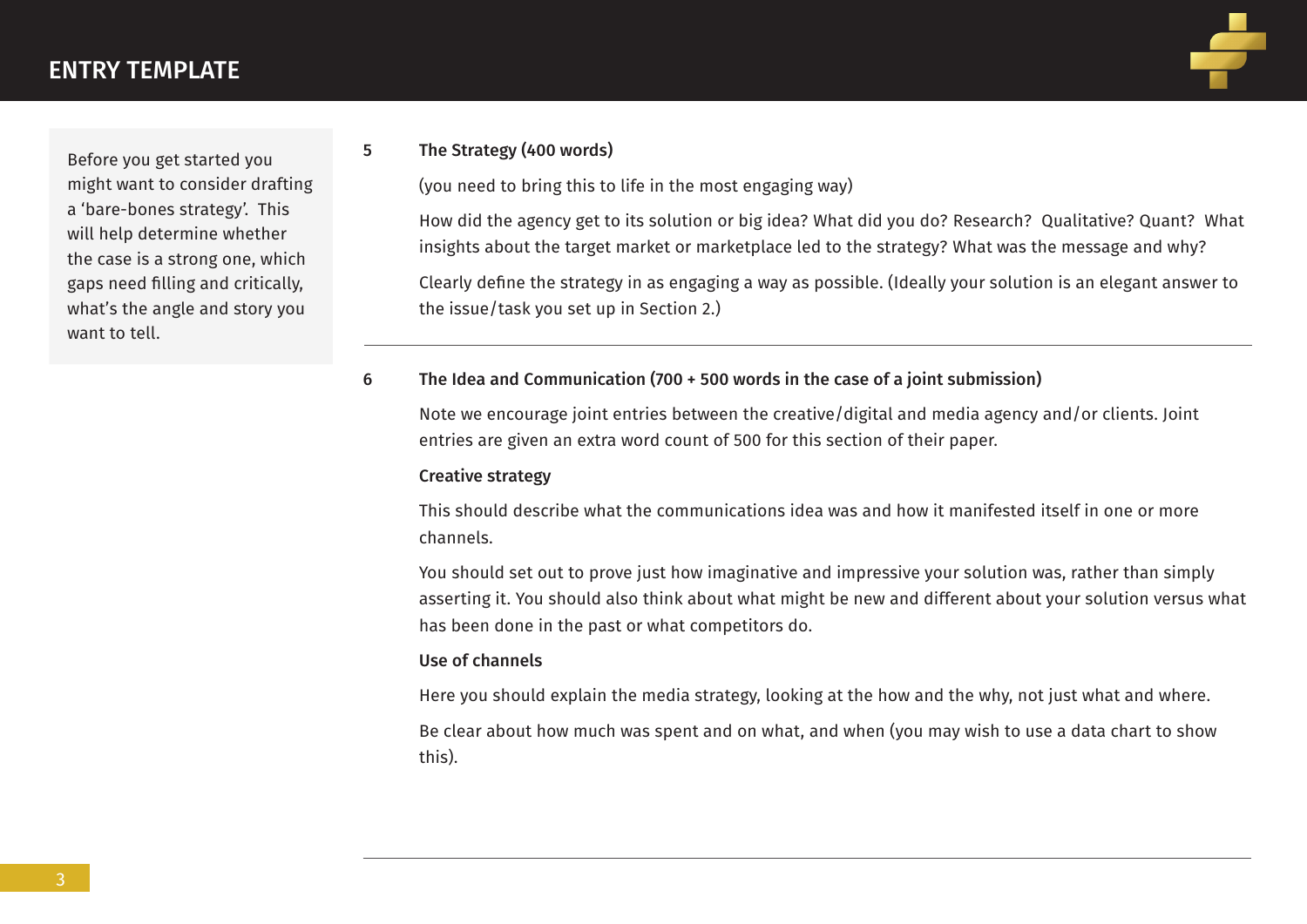Before you get started you might want to consider drafting a 'bare-bones strategy'. This will help determine whether the case is a strong one, which gaps need filling and critically, what's the angle and story you want to tell.

## 5 The Strategy (400 words)

(you need to bring this to life in the most engaging way)

How did the agency get to its solution or big idea? What did you do? Research? Qualitative? Quant? What insights about the target market or marketplace led to the strategy? What was the message and why?

Clearly define the strategy in as engaging a way as possible. (Ideally your solution is an elegant answer to the issue/task you set up in Section 2.)

---

## 6 The Idea and Communication (700 + 500 words in the case of a joint submission)

Note we encourage joint entries between the creative/digital and media agency and/or clients. Joint entries are given an extra word count of 500 for this section of their paper.

### Creative strategy

This should describe what the communications idea was and how it manifested itself in one or more channels.

You should set out to prove just how imaginative and impressive your solution was, rather than simply asserting it. You should also think about what might be new and different about your solution versus what has been done in the past or what competitors do.

### Use of channels

Here you should explain the media strategy, looking at the how and the why, not just what and where.

Be clear about how much was spent and on what, and when (you may wish to use a data chart to show this).

---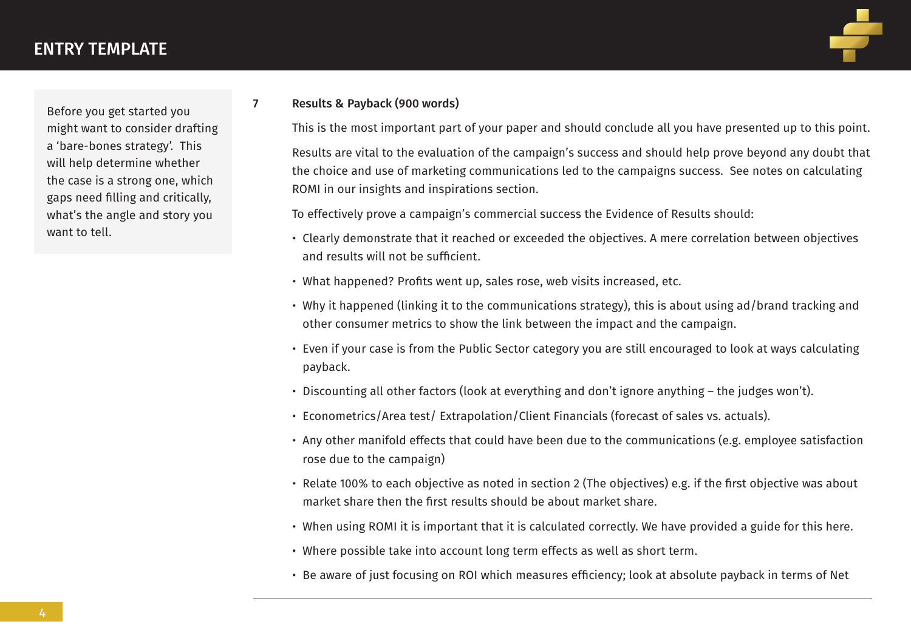Before you get started you might want to consider drafting a 'bare-bones strategy'. This will help determine whether the case is a strong one, which gaps need filling and critically, what's the angle and story you want to tell.

## 7 Results & Payback (900 words)

This is the most important part of your paper and should conclude all you have presented up to this point.

Results are vital to the evaluation of the campaign's success and should help prove beyond any doubt that the choice and use of marketing communications led to the campaigns success. See notes on calculating ROMI in our insights and inspirations section.

To effectively prove a campaign's commercial success the Evidence of Results should:

- Clearly demonstrate that it reached or exceeded the objectives. A mere correlation between objectives and results will not be sufficient.
- What happened? Profits went up, sales rose, web visits increased, etc.
- Why it happened (linking it to the communications strategy), this is about using ad/brand tracking and other consumer metrics to show the link between the impact and the campaign.
- Even if your case is from the Public Sector category you are still encouraged to look at ways calculating payback.
- Discounting all other factors (look at everything and don't ignore anything – the judges won't).
- Econometrics/Area test/ Extrapolation/Client Financials (forecast of sales vs. actuals).
- Any other manifold effects that could have been due to the communications (e.g. employee satisfaction rose due to the campaign)
- Relate 100% to each objective as noted in section 2 (The objectives) e.g. if the first objective was about market share then the first results should be about market share.
- When using ROMI it is important that it is calculated correctly. We have provided a guide for this here.
- Where possible take into account long term effects as well as short term.
- Be aware of just focusing on ROI which measures efficiency; look at absolute payback in terms of Net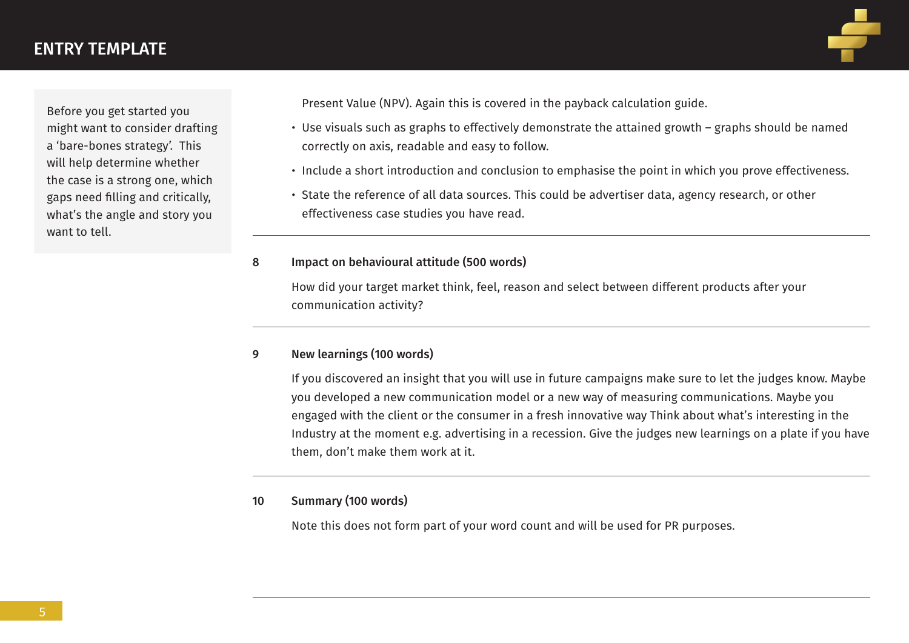## ENTRY TEMPLATE

Before you get started you might want to consider drafting a 'bare-bones strategy'. This will help determine whether the case is a strong one, which gaps need filling and critically, what's the angle and story you want to tell.

Present Value (NPV). Again this is covered in the payback calculation guide.

- Use visuals such as graphs to effectively demonstrate the attained growth – graphs should be named correctly on axis, readable and easy to follow.
- Include a short introduction and conclusion to emphasise the point in which you prove effectiveness.
- State the reference of all data sources. This could be advertiser data, agency research, or other effectiveness case studies you have read.

---

**8 Impact on behavioural attitude (500 words)**

How did your target market think, feel, reason and select between different products after your communication activity?

---

**9 New learnings (100 words)**

If you discovered an insight that you will use in future campaigns make sure to let the judges know. Maybe you developed a new communication model or a new way of measuring communications. Maybe you engaged with the client or the consumer in a fresh innovative way Think about what's interesting in the Industry at the moment e.g. advertising in a recession. Give the judges new learnings on a plate if you have them, don't make them work at it.

---

**10 Summary (100 words)**

Note this does not form part of your word count and will be used for PR purposes.